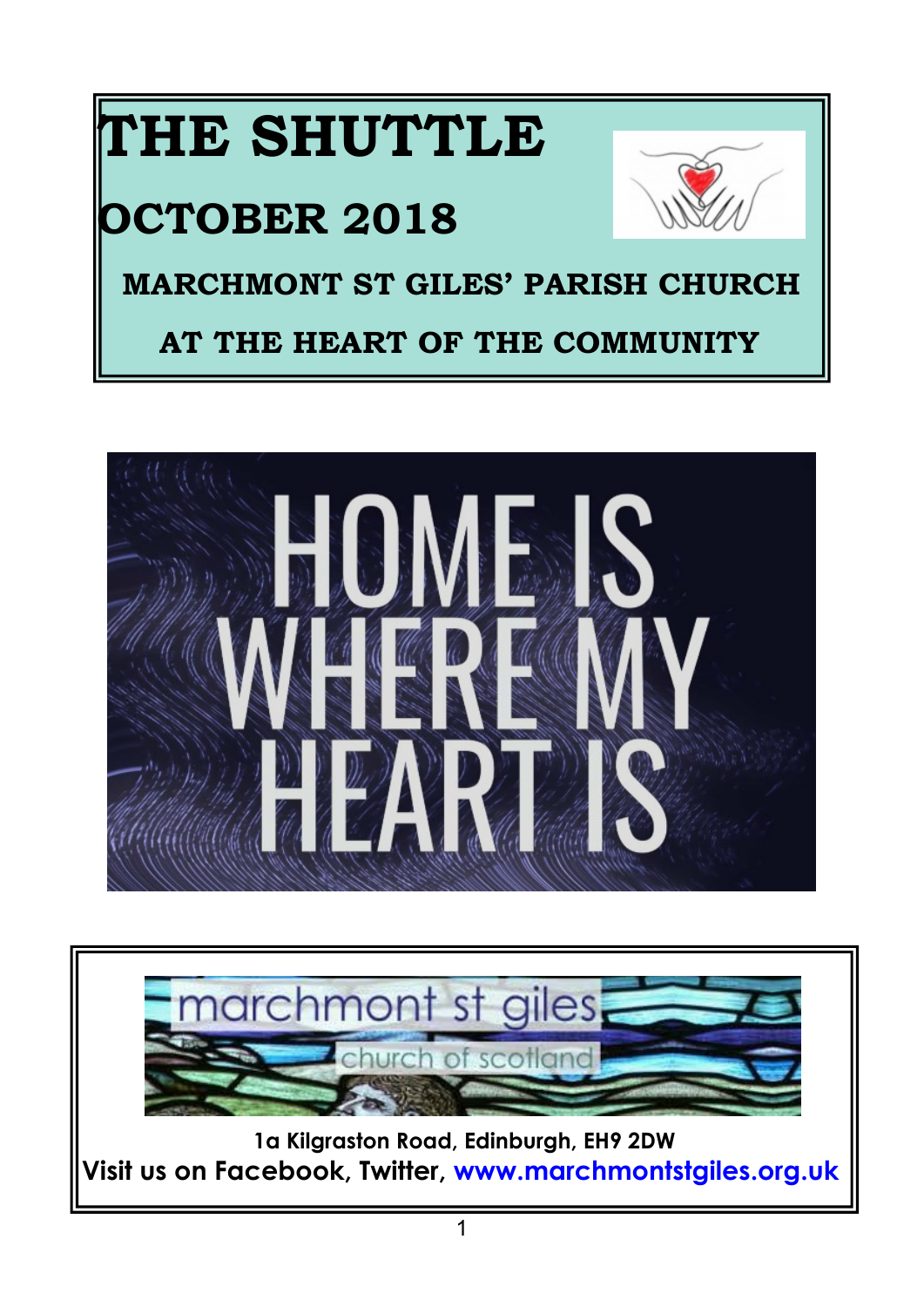# THE SHUTTLE

## OCTOBER 2018

**MARCHMONT ST GILES' PARISH CHURCH**

**AT THE HEART OF THE COMMUNITY**

HOME IS WHERE MY HEART IS

marchmont st giles

church of scotland

**1a Kilgraston Road, Edinburgh, EH9 2DW**

**Visit us on Facebook, Twitter, www.marchmontstgiles.org.uk**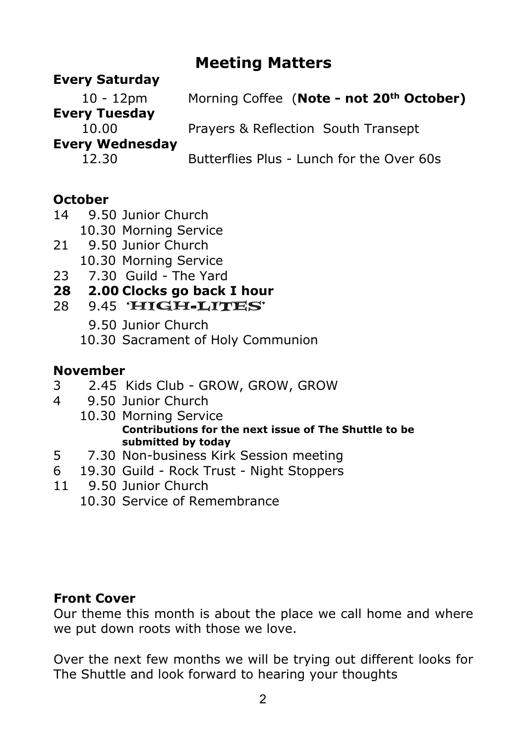# Meeting Matters

**Every Saturday**

10 - 12pm Morning Coffee (**Note - not 20th October)**

**Every Tuesday**

10.00 Prayers & Reflection South Transept

**Every Wednesday**

12.30 Butterflies Plus - Lunch for the Over 60s

## October

14 9.50 Junior Church
   10.30 Morning Service
21 9.50 Junior Church
   10.30 Morning Service
23 7.30 Guild - The Yard
**28 2.00 Clocks go back I hour**
28 9.45 'HIGH-LITES'
   9.50 Junior Church
   10.30 Sacrament of Holy Communion

## November

3 2.45 Kids Club - GROW, GROW, GROW
4 9.50 Junior Church
   10.30 Morning Service
   **Contributions for the next issue of The Shuttle to be submitted by today**
5 7.30 Non-business Kirk Session meeting
6 19.30 Guild - Rock Trust - Night Stoppers
11 9.50 Junior Church
   10.30 Service of Remembrance

## Front Cover

Our theme this month is about the place we call home and where we put down roots with those we love.

Over the next few months we will be trying out different looks for The Shuttle and look forward to hearing your thoughts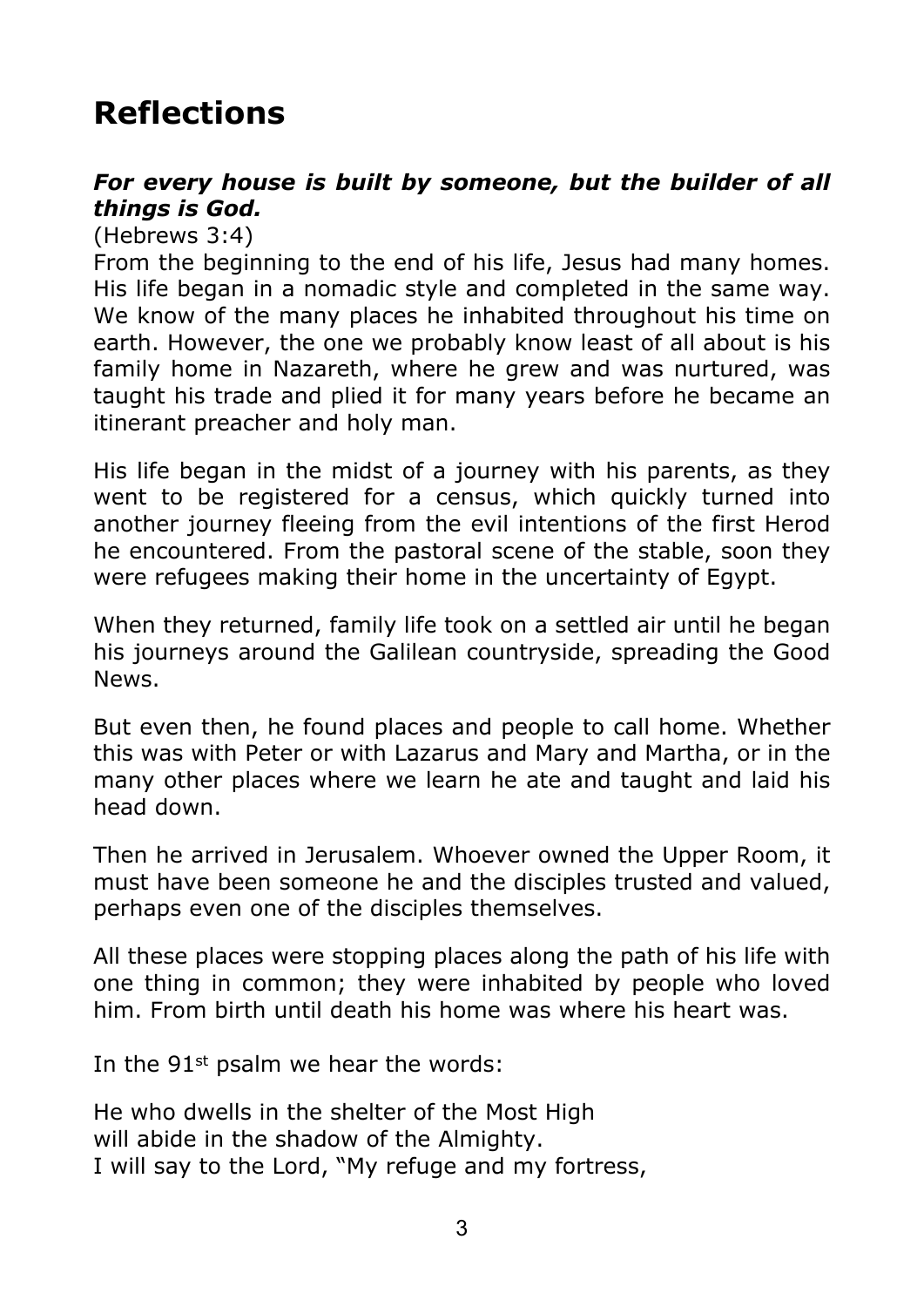# Reflections

***For every house is built by someone, but the builder of all things is God.***

(Hebrews 3:4)

From the beginning to the end of his life, Jesus had many homes. His life began in a nomadic style and completed in the same way. We know of the many places he inhabited throughout his time on earth. However, the one we probably know least of all about is his family home in Nazareth, where he grew and was nurtured, was taught his trade and plied it for many years before he became an itinerant preacher and holy man.

His life began in the midst of a journey with his parents, as they went to be registered for a census, which quickly turned into another journey fleeing from the evil intentions of the first Herod he encountered. From the pastoral scene of the stable, soon they were refugees making their home in the uncertainty of Egypt.

When they returned, family life took on a settled air until he began his journeys around the Galilean countryside, spreading the Good News.

But even then, he found places and people to call home. Whether this was with Peter or with Lazarus and Mary and Martha, or in the many other places where we learn he ate and taught and laid his head down.

Then he arrived in Jerusalem. Whoever owned the Upper Room, it must have been someone he and the disciples trusted and valued, perhaps even one of the disciples themselves.

All these places were stopping places along the path of his life with one thing in common; they were inhabited by people who loved him. From birth until death his home was where his heart was.

In the 91st psalm we hear the words:

He who dwells in the shelter of the Most High
will abide in the shadow of the Almighty.
I will say to the Lord, "My refuge and my fortress,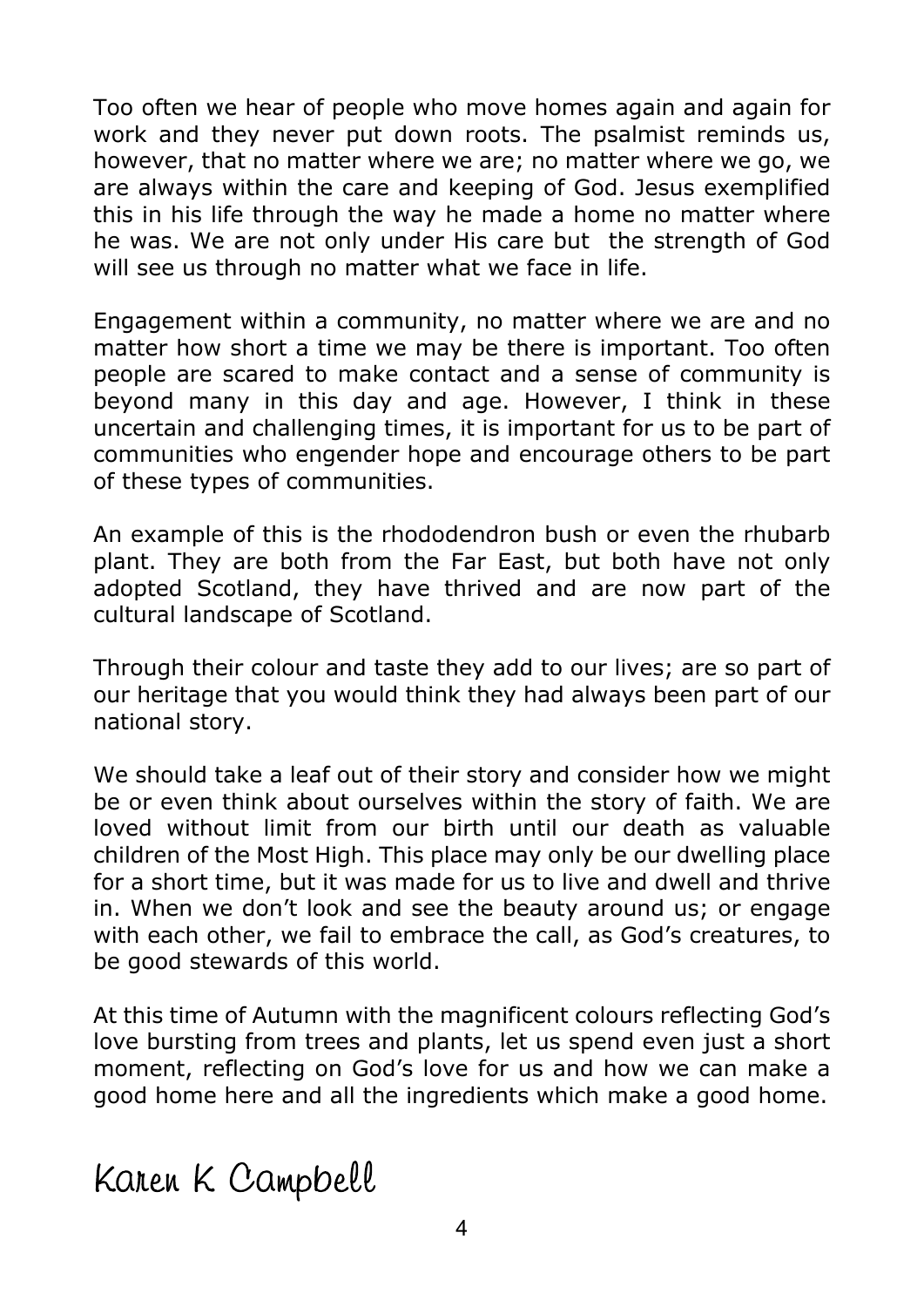Too often we hear of people who move homes again and again for work and they never put down roots. The psalmist reminds us, however, that no matter where we are; no matter where we go, we are always within the care and keeping of God. Jesus exemplified this in his life through the way he made a home no matter where he was. We are not only under His care but the strength of God will see us through no matter what we face in life.

Engagement within a community, no matter where we are and no matter how short a time we may be there is important. Too often people are scared to make contact and a sense of community is beyond many in this day and age. However, I think in these uncertain and challenging times, it is important for us to be part of communities who engender hope and encourage others to be part of these types of communities.

An example of this is the rhododendron bush or even the rhubarb plant. They are both from the Far East, but both have not only adopted Scotland, they have thrived and are now part of the cultural landscape of Scotland.

Through their colour and taste they add to our lives; are so part of our heritage that you would think they had always been part of our national story.

We should take a leaf out of their story and consider how we might be or even think about ourselves within the story of faith. We are loved without limit from our birth until our death as valuable children of the Most High. This place may only be our dwelling place for a short time, but it was made for us to live and dwell and thrive in. When we don't look and see the beauty around us; or engage with each other, we fail to embrace the call, as God's creatures, to be good stewards of this world.

At this time of Autumn with the magnificent colours reflecting God's love bursting from trees and plants, let us spend even just a short moment, reflecting on God's love for us and how we can make a good home here and all the ingredients which make a good home.

Karen K Campbell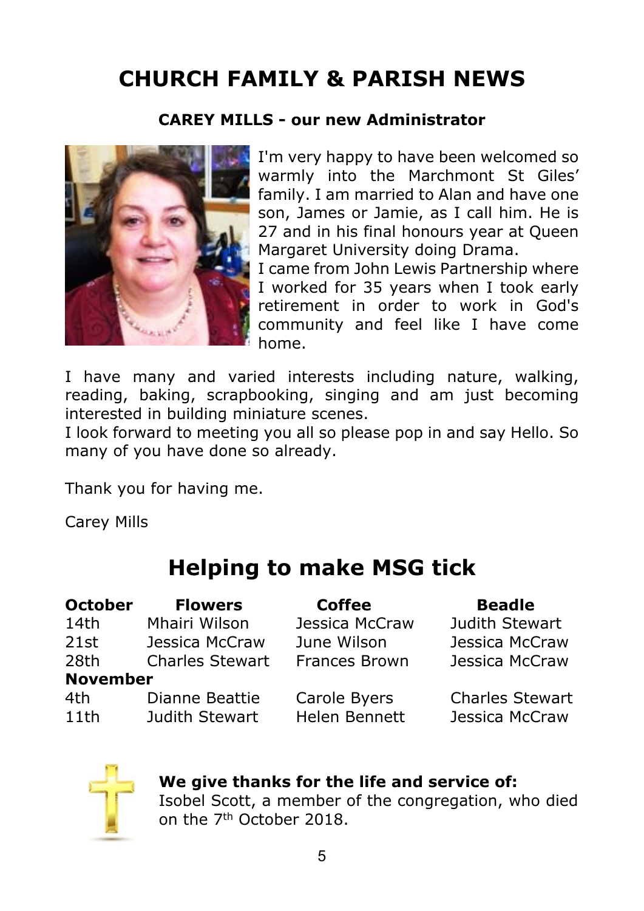# CHURCH FAMILY & PARISH NEWS

### CAREY MILLS - our new Administrator

I'm very happy to have been welcomed so warmly into the Marchmont St Giles' family. I am married to Alan and have one son, James or Jamie, as I call him. He is 27 and in his final honours year at Queen Margaret University doing Drama.
I came from John Lewis Partnership where I worked for 35 years when I took early retirement in order to work in God's community and feel like I have come home.

I have many and varied interests including nature, walking, reading, baking, scrapbooking, singing and am just becoming interested in building miniature scenes.
I look forward to meeting you all so please pop in and say Hello. So many of you have done so already.

Thank you for having me.

Carey Mills

## Helping to make MSG tick

| October | Flowers | Coffee | Beadle |
|---|---|---|---|
| 14th | Mhairi Wilson | Jessica McCraw | Judith Stewart |
| 21st | Jessica McCraw | June Wilson | Jessica McCraw |
| 28th | Charles Stewart | Frances Brown | Jessica McCraw |
| **November** | | | |
| 4th | Dianne Beattie | Carole Byers | Charles Stewart |
| 11th | Judith Stewart | Helen Bennett | Jessica McCraw |

**We give thanks for the life and service of:**
Isobel Scott, a member of the congregation, who died on the 7th October 2018.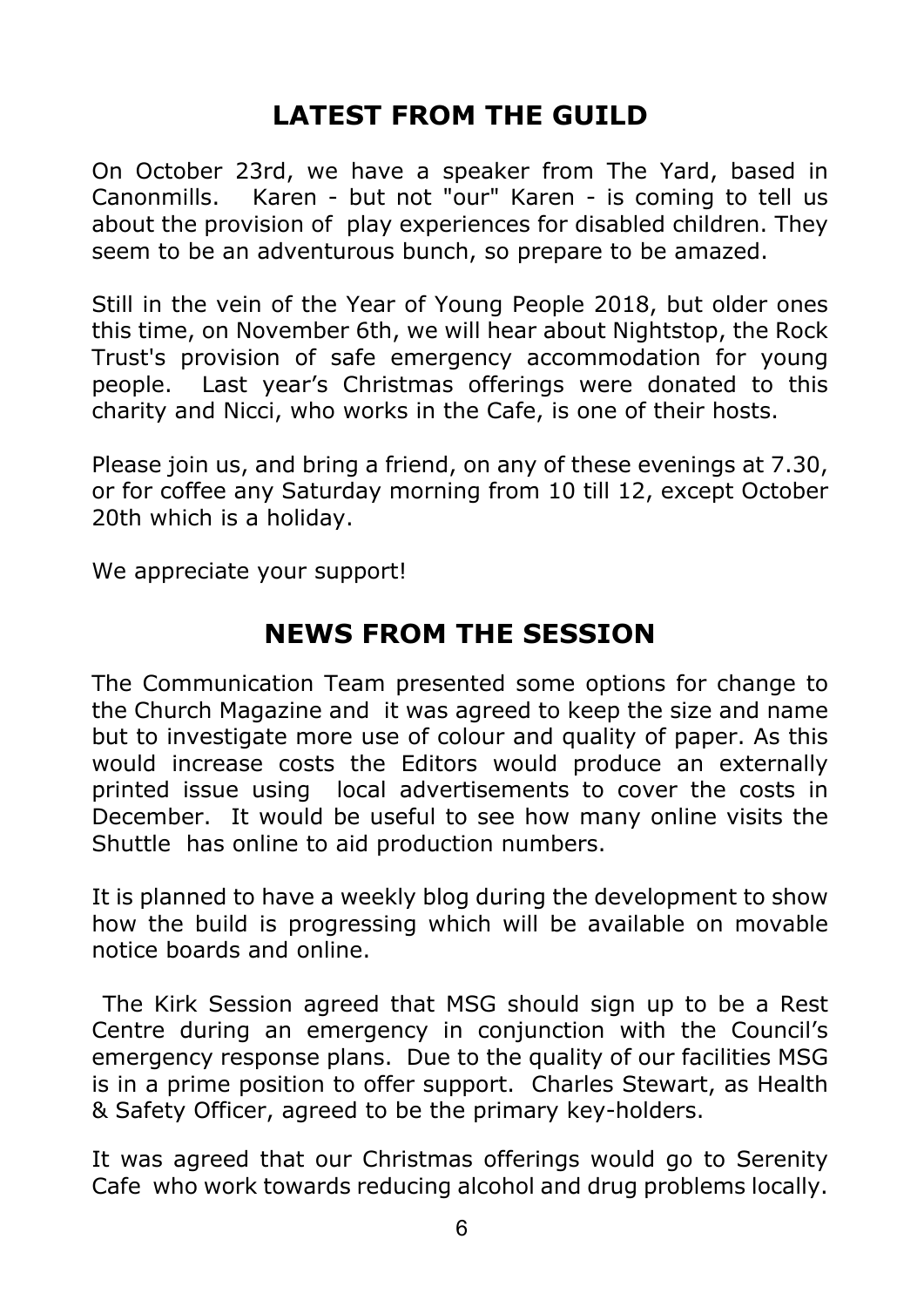## LATEST FROM THE GUILD

On October 23rd, we have a speaker from The Yard, based in Canonmills. Karen - but not "our" Karen - is coming to tell us about the provision of play experiences for disabled children. They seem to be an adventurous bunch, so prepare to be amazed.

Still in the vein of the Year of Young People 2018, but older ones this time, on November 6th, we will hear about Nightstop, the Rock Trust's provision of safe emergency accommodation for young people. Last year's Christmas offerings were donated to this charity and Nicci, who works in the Cafe, is one of their hosts.

Please join us, and bring a friend, on any of these evenings at 7.30, or for coffee any Saturday morning from 10 till 12, except October 20th which is a holiday.

We appreciate your support!

## NEWS FROM THE SESSION

The Communication Team presented some options for change to the Church Magazine and it was agreed to keep the size and name but to investigate more use of colour and quality of paper. As this would increase costs the Editors would produce an externally printed issue using local advertisements to cover the costs in December. It would be useful to see how many online visits the Shuttle has online to aid production numbers.

It is planned to have a weekly blog during the development to show how the build is progressing which will be available on movable notice boards and online.

The Kirk Session agreed that MSG should sign up to be a Rest Centre during an emergency in conjunction with the Council's emergency response plans. Due to the quality of our facilities MSG is in a prime position to offer support. Charles Stewart, as Health & Safety Officer, agreed to be the primary key-holders.

It was agreed that our Christmas offerings would go to Serenity Cafe who work towards reducing alcohol and drug problems locally.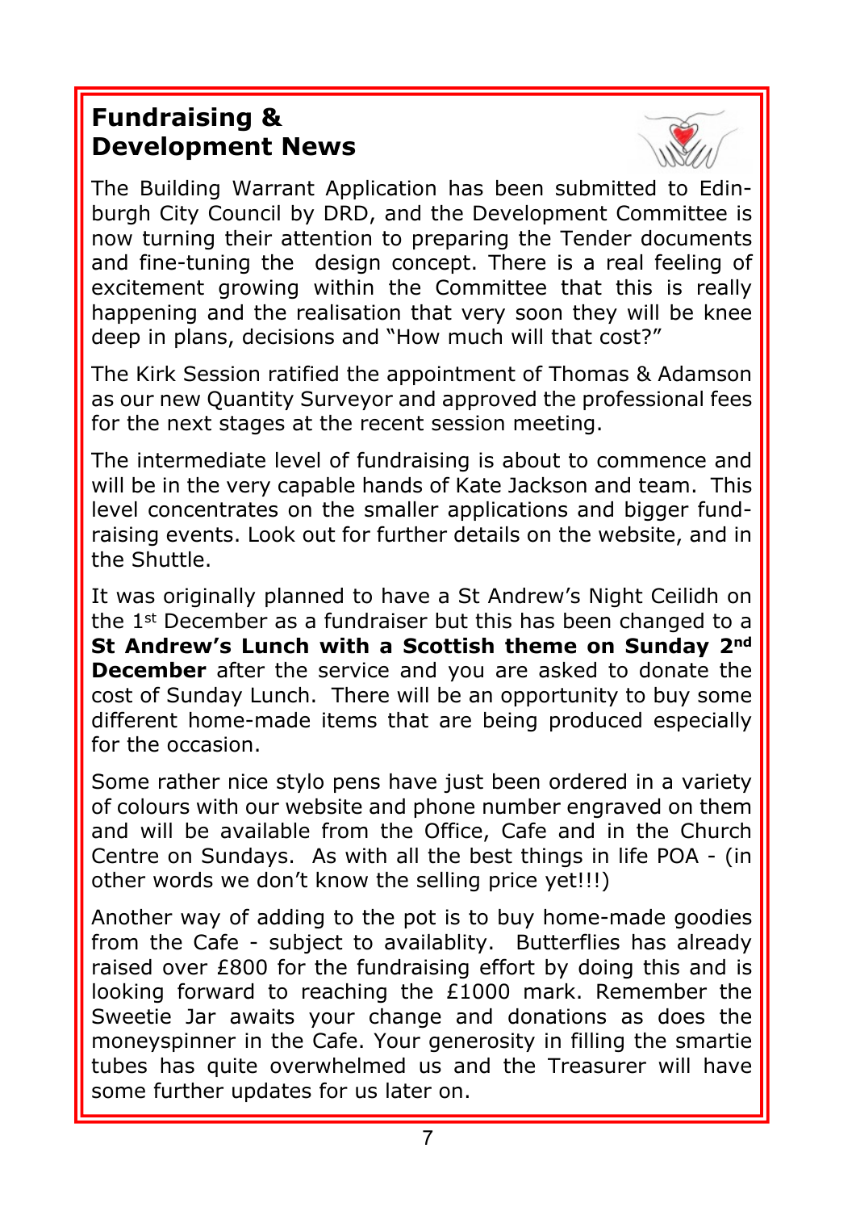## Fundraising & Development News

The Building Warrant Application has been submitted to Edinburgh City Council by DRD, and the Development Committee is now turning their attention to preparing the Tender documents and fine-tuning the design concept. There is a real feeling of excitement growing within the Committee that this is really happening and the realisation that very soon they will be knee deep in plans, decisions and "How much will that cost?"

The Kirk Session ratified the appointment of Thomas & Adamson as our new Quantity Surveyor and approved the professional fees for the next stages at the recent session meeting.

The intermediate level of fundraising is about to commence and will be in the very capable hands of Kate Jackson and team. This level concentrates on the smaller applications and bigger fundraising events. Look out for further details on the website, and in the Shuttle.

It was originally planned to have a St Andrew's Night Ceilidh on the 1st December as a fundraiser but this has been changed to a **St Andrew's Lunch with a Scottish theme on Sunday 2nd December** after the service and you are asked to donate the cost of Sunday Lunch. There will be an opportunity to buy some different home-made items that are being produced especially for the occasion.

Some rather nice stylo pens have just been ordered in a variety of colours with our website and phone number engraved on them and will be available from the Office, Cafe and in the Church Centre on Sundays. As with all the best things in life POA - (in other words we don't know the selling price yet!!!)

Another way of adding to the pot is to buy home-made goodies from the Cafe - subject to availablity. Butterflies has already raised over £800 for the fundraising effort by doing this and is looking forward to reaching the £1000 mark. Remember the Sweetie Jar awaits your change and donations as does the moneyspinner in the Cafe. Your generosity in filling the smartie tubes has quite overwhelmed us and the Treasurer will have some further updates for us later on.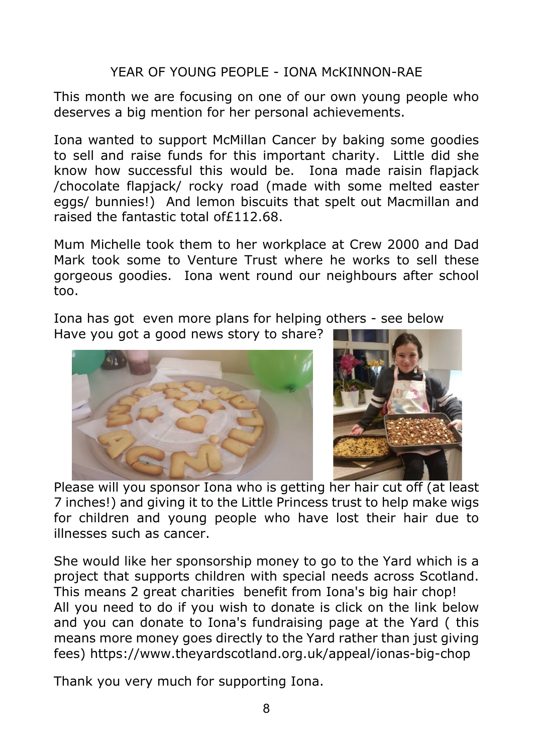# YEAR OF YOUNG PEOPLE - IONA McKINNON-RAE

This month we are focusing on one of our own young people who deserves a big mention for her personal achievements.

Iona wanted to support McMillan Cancer by baking some goodies to sell and raise funds for this important charity. Little did she know how successful this would be. Iona made raisin flapjack /chocolate flapjack/ rocky road (made with some melted easter eggs/ bunnies!) And lemon biscuits that spelt out Macmillan and raised the fantastic total of£112.68.

Mum Michelle took them to her workplace at Crew 2000 and Dad Mark took some to Venture Trust where he works to sell these gorgeous goodies. Iona went round our neighbours after school too.

Iona has got even more plans for helping others - see below
Have you got a good news story to share?

Please will you sponsor Iona who is getting her hair cut off (at least 7 inches!) and giving it to the Little Princess trust to help make wigs for children and young people who have lost their hair due to illnesses such as cancer.

She would like her sponsorship money to go to the Yard which is a project that supports children with special needs across Scotland. This means 2 great charities benefit from Iona's big hair chop!
All you need to do if you wish to donate is click on the link below and you can donate to Iona's fundraising page at the Yard ( this means more money goes directly to the Yard rather than just giving fees) https://www.theyardscotland.org.uk/appeal/ionas-big-chop

Thank you very much for supporting Iona.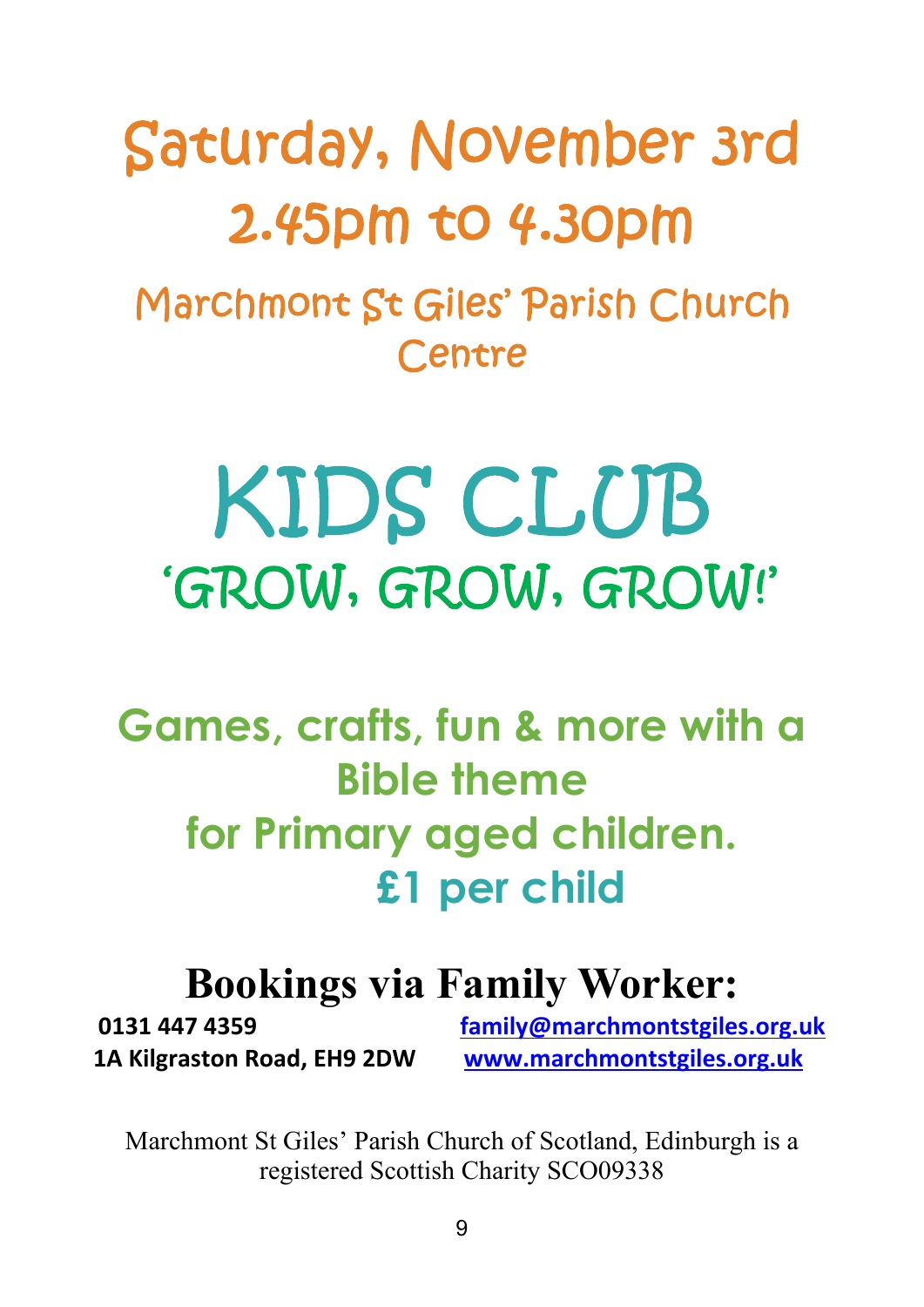# Saturday, November 3rd
# 2.45pm to 4.30pm

## Marchmont St Giles' Parish Church Centre

# KIDS CLUB
## 'GROW, GROW, GROW!'

**Games, crafts, fun & more with a Bible theme for Primary aged children.**

**£1 per child**

## Bookings via Family Worker:

**0131 447 4359** — **family@marchmontstgiles.org.uk**

**1A Kilgraston Road, EH9 2DW** — **www.marchmontstgiles.org.uk**

Marchmont St Giles' Parish Church of Scotland, Edinburgh is a registered Scottish Charity SCO09338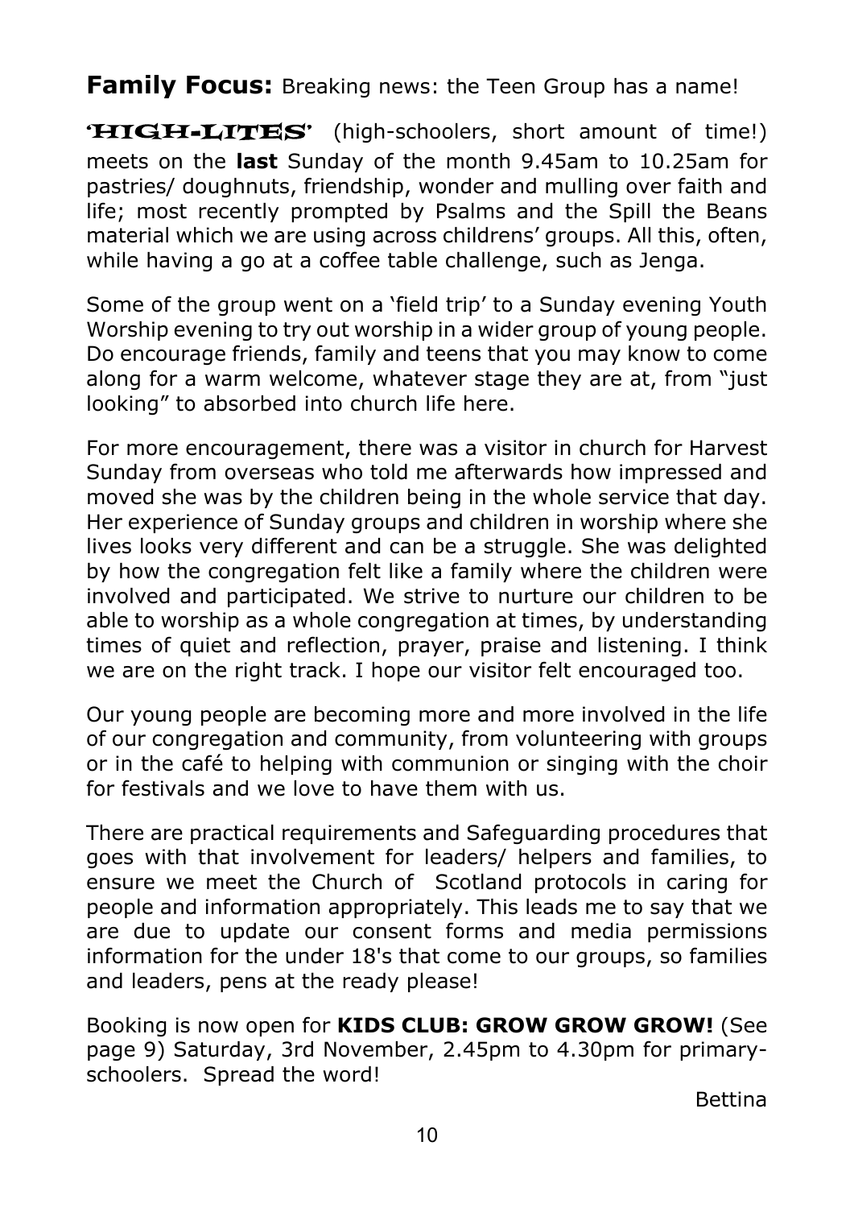**Family Focus:** Breaking news: the Teen Group has a name!

**'HIGH-LITES'** (high-schoolers, short amount of time!) meets on the **last** Sunday of the month 9.45am to 10.25am for pastries/ doughnuts, friendship, wonder and mulling over faith and life; most recently prompted by Psalms and the Spill the Beans material which we are using across childrens' groups. All this, often, while having a go at a coffee table challenge, such as Jenga.

Some of the group went on a 'field trip' to a Sunday evening Youth Worship evening to try out worship in a wider group of young people. Do encourage friends, family and teens that you may know to come along for a warm welcome, whatever stage they are at, from "just looking" to absorbed into church life here.

For more encouragement, there was a visitor in church for Harvest Sunday from overseas who told me afterwards how impressed and moved she was by the children being in the whole service that day. Her experience of Sunday groups and children in worship where she lives looks very different and can be a struggle. She was delighted by how the congregation felt like a family where the children were involved and participated. We strive to nurture our children to be able to worship as a whole congregation at times, by understanding times of quiet and reflection, prayer, praise and listening. I think we are on the right track. I hope our visitor felt encouraged too.

Our young people are becoming more and more involved in the life of our congregation and community, from volunteering with groups or in the café to helping with communion or singing with the choir for festivals and we love to have them with us.

There are practical requirements and Safeguarding procedures that goes with that involvement for leaders/ helpers and families, to ensure we meet the Church of Scotland protocols in caring for people and information appropriately. This leads me to say that we are due to update our consent forms and media permissions information for the under 18's that come to our groups, so families and leaders, pens at the ready please!

Booking is now open for **KIDS CLUB: GROW GROW GROW!** (See page 9) Saturday, 3rd November, 2.45pm to 4.30pm for primary-schoolers. Spread the word!

Bettina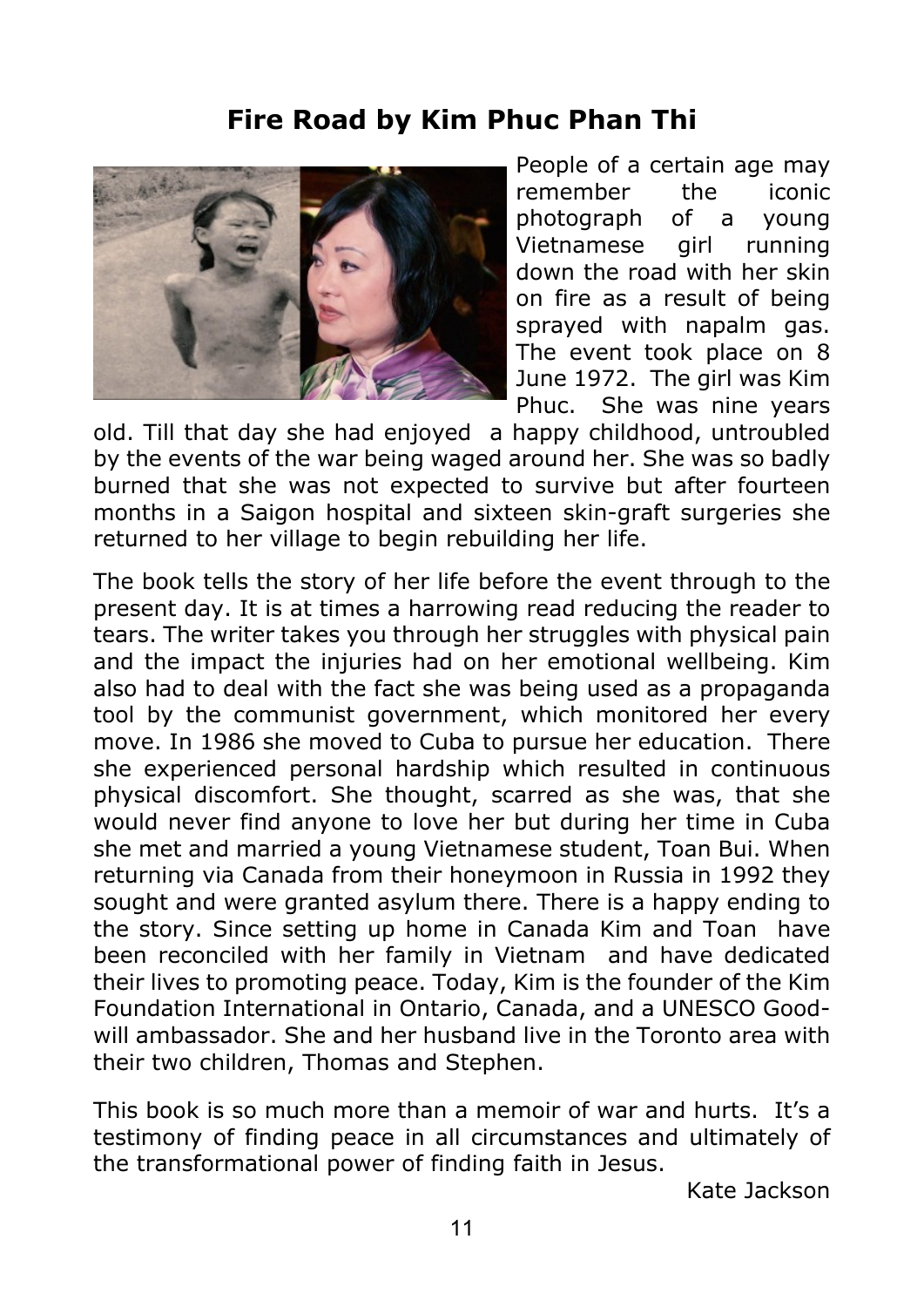# Fire Road by Kim Phuc Phan Thi

People of a certain age may remember the iconic photograph of a young Vietnamese girl running down the road with her skin on fire as a result of being sprayed with napalm gas. The event took place on 8 June 1972. The girl was Kim Phuc. She was nine years old. Till that day she had enjoyed a happy childhood, untroubled by the events of the war being waged around her. She was so badly burned that she was not expected to survive but after fourteen months in a Saigon hospital and sixteen skin-graft surgeries she returned to her village to begin rebuilding her life.

The book tells the story of her life before the event through to the present day. It is at times a harrowing read reducing the reader to tears. The writer takes you through her struggles with physical pain and the impact the injuries had on her emotional wellbeing. Kim also had to deal with the fact she was being used as a propaganda tool by the communist government, which monitored her every move. In 1986 she moved to Cuba to pursue her education. There she experienced personal hardship which resulted in continuous physical discomfort. She thought, scarred as she was, that she would never find anyone to love her but during her time in Cuba she met and married a young Vietnamese student, Toan Bui. When returning via Canada from their honeymoon in Russia in 1992 they sought and were granted asylum there. There is a happy ending to the story. Since setting up home in Canada Kim and Toan have been reconciled with her family in Vietnam and have dedicated their lives to promoting peace. Today, Kim is the founder of the Kim Foundation International in Ontario, Canada, and a UNESCO Goodwill ambassador. She and her husband live in the Toronto area with their two children, Thomas and Stephen.

This book is so much more than a memoir of war and hurts. It's a testimony of finding peace in all circumstances and ultimately of the transformational power of finding faith in Jesus.

Kate Jackson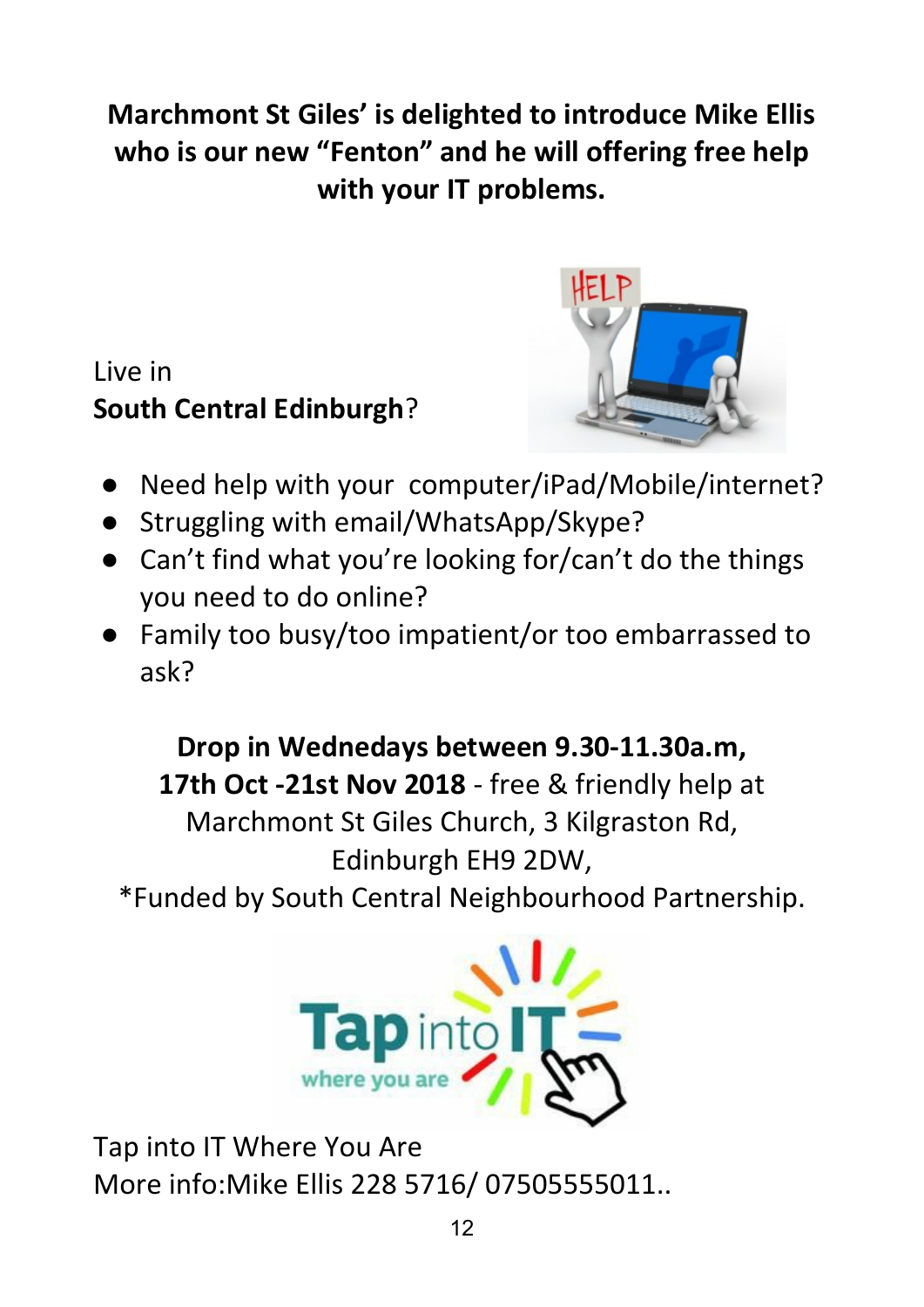**Marchmont St Giles' is delighted to introduce Mike Ellis who is our new "Fenton" and he will offering free help with your IT problems.**

Live in
**South Central Edinburgh**?

- Need help with your computer/iPad/Mobile/internet?
- Struggling with email/WhatsApp/Skype?
- Can't find what you're looking for/can't do the things you need to do online?
- Family too busy/too impatient/or too embarrassed to ask?

**Drop in Wednedays between 9.30-11.30a.m, 17th Oct -21st Nov 2018** - free & friendly help at Marchmont St Giles Church, 3 Kilgraston Rd, Edinburgh EH9 2DW,
*Funded by South Central Neighbourhood Partnership.

Tap into IT Where You Are
More info:Mike Ellis 228 5716/ 07505555011..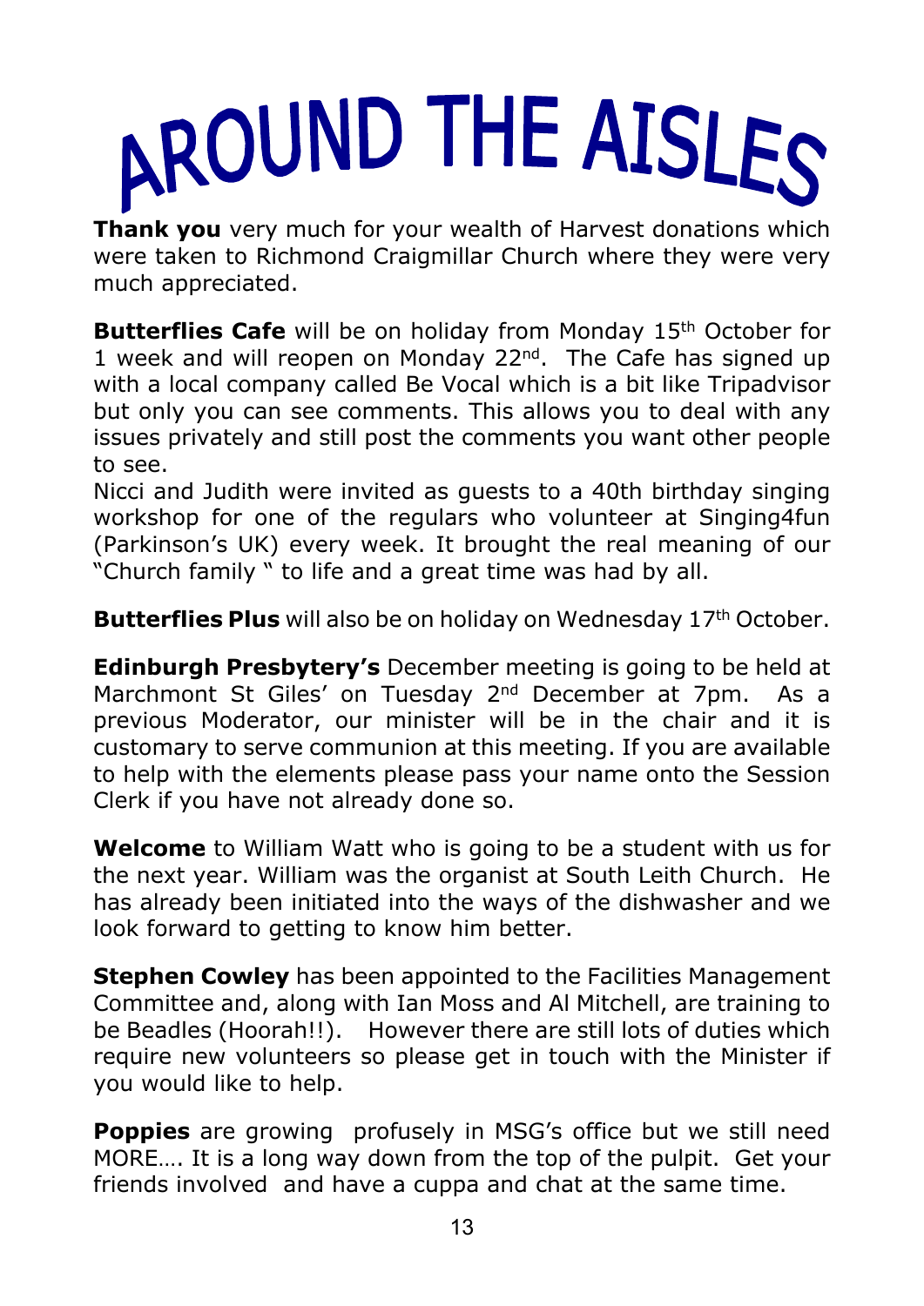# AROUND THE AISLES

**Thank you** very much for your wealth of Harvest donations which were taken to Richmond Craigmillar Church where they were very much appreciated.

**Butterflies Cafe** will be on holiday from Monday 15th October for 1 week and will reopen on Monday 22nd. The Cafe has signed up with a local company called Be Vocal which is a bit like Tripadvisor but only you can see comments. This allows you to deal with any issues privately and still post the comments you want other people to see.
Nicci and Judith were invited as guests to a 40th birthday singing workshop for one of the regulars who volunteer at Singing4fun (Parkinson's UK) every week. It brought the real meaning of our "Church family " to life and a great time was had by all.

**Butterflies Plus** will also be on holiday on Wednesday 17th October.

**Edinburgh Presbytery's** December meeting is going to be held at Marchmont St Giles' on Tuesday 2nd December at 7pm. As a previous Moderator, our minister will be in the chair and it is customary to serve communion at this meeting. If you are available to help with the elements please pass your name onto the Session Clerk if you have not already done so.

**Welcome** to William Watt who is going to be a student with us for the next year. William was the organist at South Leith Church. He has already been initiated into the ways of the dishwasher and we look forward to getting to know him better.

**Stephen Cowley** has been appointed to the Facilities Management Committee and, along with Ian Moss and Al Mitchell, are training to be Beadles (Hoorah!!). However there are still lots of duties which require new volunteers so please get in touch with the Minister if you would like to help.

**Poppies** are growing profusely in MSG's office but we still need MORE…. It is a long way down from the top of the pulpit. Get your friends involved and have a cuppa and chat at the same time.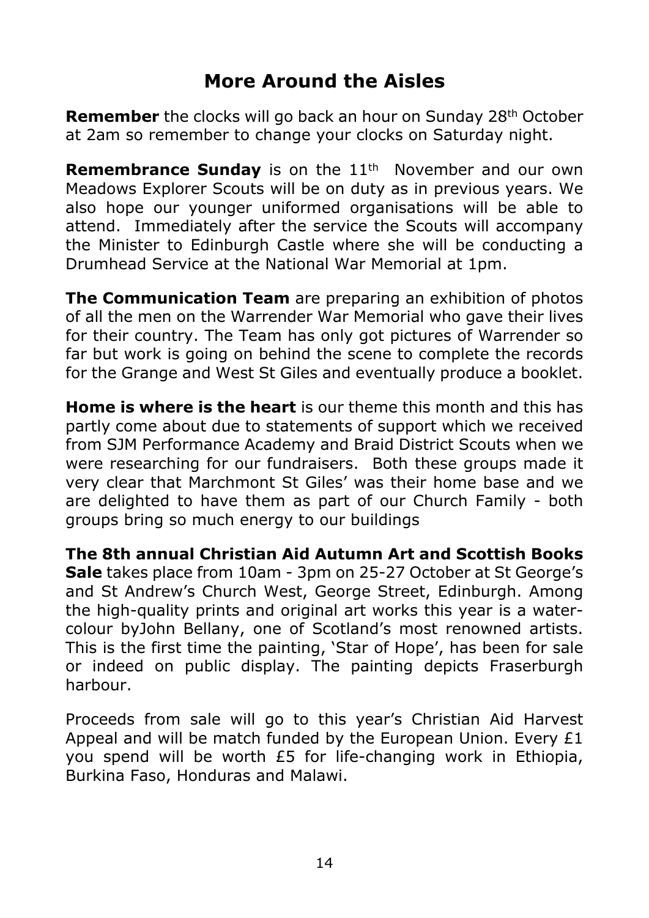## More Around the Aisles

**Remember** the clocks will go back an hour on Sunday 28th October at 2am so remember to change your clocks on Saturday night.

**Remembrance Sunday** is on the 11th November and our own Meadows Explorer Scouts will be on duty as in previous years. We also hope our younger uniformed organisations will be able to attend. Immediately after the service the Scouts will accompany the Minister to Edinburgh Castle where she will be conducting a Drumhead Service at the National War Memorial at 1pm.

**The Communication Team** are preparing an exhibition of photos of all the men on the Warrender War Memorial who gave their lives for their country. The Team has only got pictures of Warrender so far but work is going on behind the scene to complete the records for the Grange and West St Giles and eventually produce a booklet.

**Home is where is the heart** is our theme this month and this has partly come about due to statements of support which we received from SJM Performance Academy and Braid District Scouts when we were researching for our fundraisers. Both these groups made it very clear that Marchmont St Giles' was their home base and we are delighted to have them as part of our Church Family - both groups bring so much energy to our buildings

**The 8th annual Christian Aid Autumn Art and Scottish Books Sale** takes place from 10am - 3pm on 25-27 October at St George's and St Andrew's Church West, George Street, Edinburgh. Among the high-quality prints and original art works this year is a water-colour byJohn Bellany, one of Scotland's most renowned artists. This is the first time the painting, 'Star of Hope', has been for sale or indeed on public display. The painting depicts Fraserburgh harbour.

Proceeds from sale will go to this year's Christian Aid Harvest Appeal and will be match funded by the European Union. Every £1 you spend will be worth £5 for life-changing work in Ethiopia, Burkina Faso, Honduras and Malawi.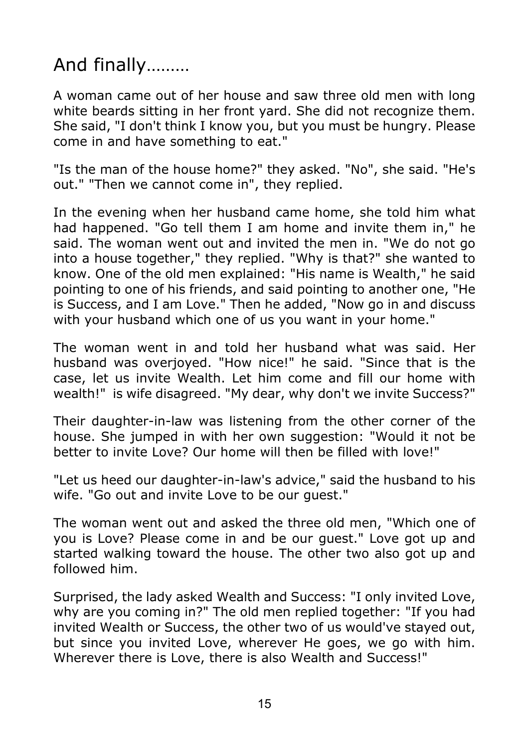# And finally………

A woman came out of her house and saw three old men with long white beards sitting in her front yard. She did not recognize them. She said, "I don't think I know you, but you must be hungry. Please come in and have something to eat."

"Is the man of the house home?" they asked. "No", she said. "He's out." "Then we cannot come in", they replied.

In the evening when her husband came home, she told him what had happened. "Go tell them I am home and invite them in," he said. The woman went out and invited the men in. "We do not go into a house together," they replied. "Why is that?" she wanted to know. One of the old men explained: "His name is Wealth," he said pointing to one of his friends, and said pointing to another one, "He is Success, and I am Love." Then he added, "Now go in and discuss with your husband which one of us you want in your home."

The woman went in and told her husband what was said. Her husband was overjoyed. "How nice!" he said. "Since that is the case, let us invite Wealth. Let him come and fill our home with wealth!" is wife disagreed. "My dear, why don't we invite Success?"

Their daughter-in-law was listening from the other corner of the house. She jumped in with her own suggestion: "Would it not be better to invite Love? Our home will then be filled with love!"

"Let us heed our daughter-in-law's advice," said the husband to his wife. "Go out and invite Love to be our guest."

The woman went out and asked the three old men, "Which one of you is Love? Please come in and be our guest." Love got up and started walking toward the house. The other two also got up and followed him.

Surprised, the lady asked Wealth and Success: "I only invited Love, why are you coming in?" The old men replied together: "If you had invited Wealth or Success, the other two of us would've stayed out, but since you invited Love, wherever He goes, we go with him. Wherever there is Love, there is also Wealth and Success!"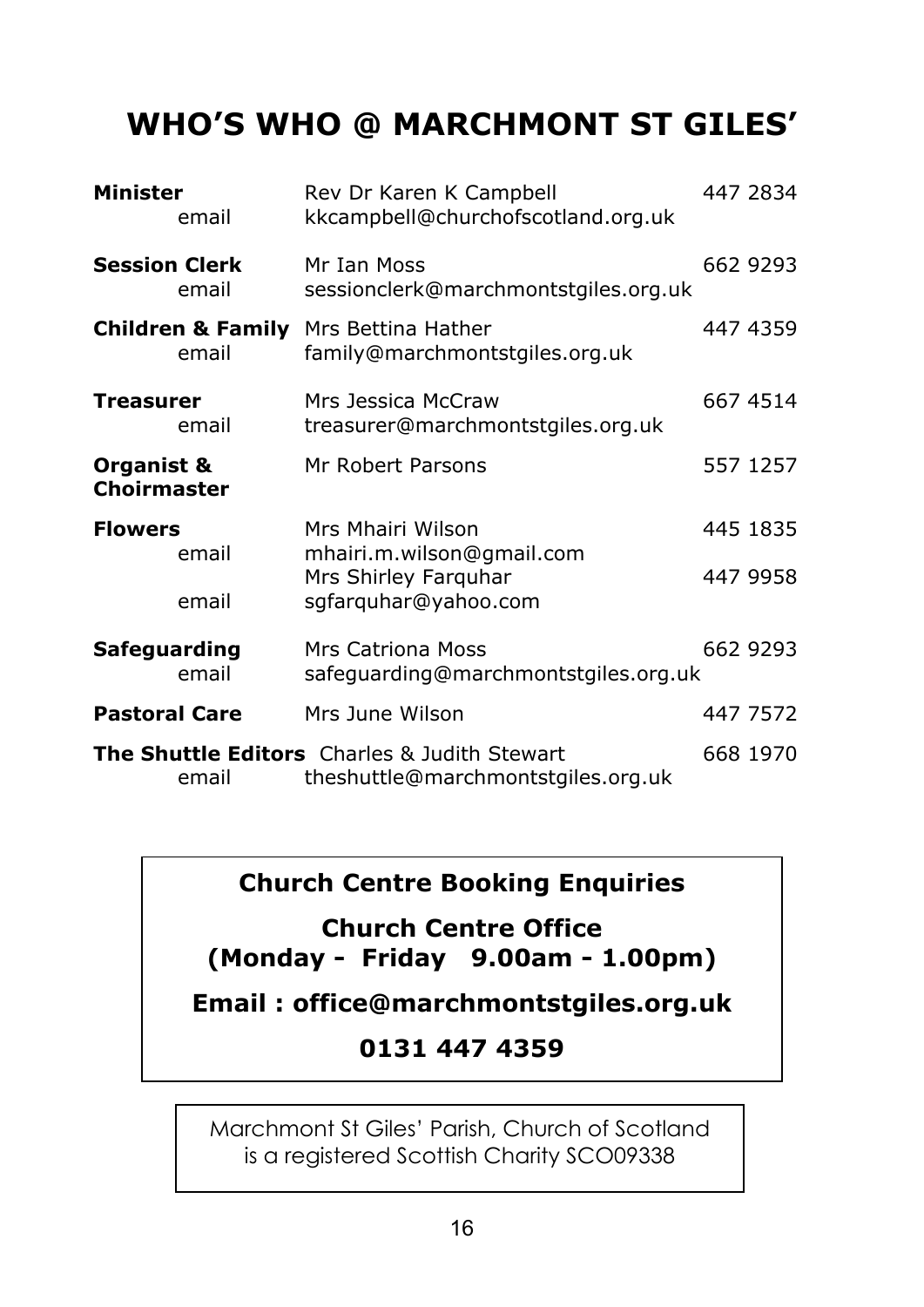# WHO'S WHO @ MARCHMONT ST GILES'

| | | |
|---|---|---|
| **Minister** | Rev Dr Karen K Campbell | 447 2834 |
| email | kkcampbell@churchofscotland.org.uk | |
| **Session Clerk** | Mr Ian Moss | 662 9293 |
| email | sessionclerk@marchmontstgiles.org.uk | |
| **Children & Family** | Mrs Bettina Hather | 447 4359 |
| email | family@marchmontstgiles.org.uk | |
| **Treasurer** | Mrs Jessica McCraw | 667 4514 |
| email | treasurer@marchmontstgiles.org.uk | |
| **Organist & Choirmaster** | Mr Robert Parsons | 557 1257 |
| **Flowers** | Mrs Mhairi Wilson | 445 1835 |
| email | mhairi.m.wilson@gmail.com | |
| | Mrs Shirley Farquhar | 447 9958 |
| email | sgfarquhar@yahoo.com | |
| **Safeguarding** | Mrs Catriona Moss | 662 9293 |
| email | safeguarding@marchmontstgiles.org.uk | |
| **Pastoral Care** | Mrs June Wilson | 447 7572 |
| **The Shuttle Editors** | Charles & Judith Stewart | 668 1970 |
| email | theshuttle@marchmontstgiles.org.uk | |

**Church Centre Booking Enquiries**

**Church Centre Office**
**(Monday - Friday 9.00am - 1.00pm)**

**Email : office@marchmontstgiles.org.uk**

**0131 447 4359**

Marchmont St Giles' Parish, Church of Scotland is a registered Scottish Charity SCO09338